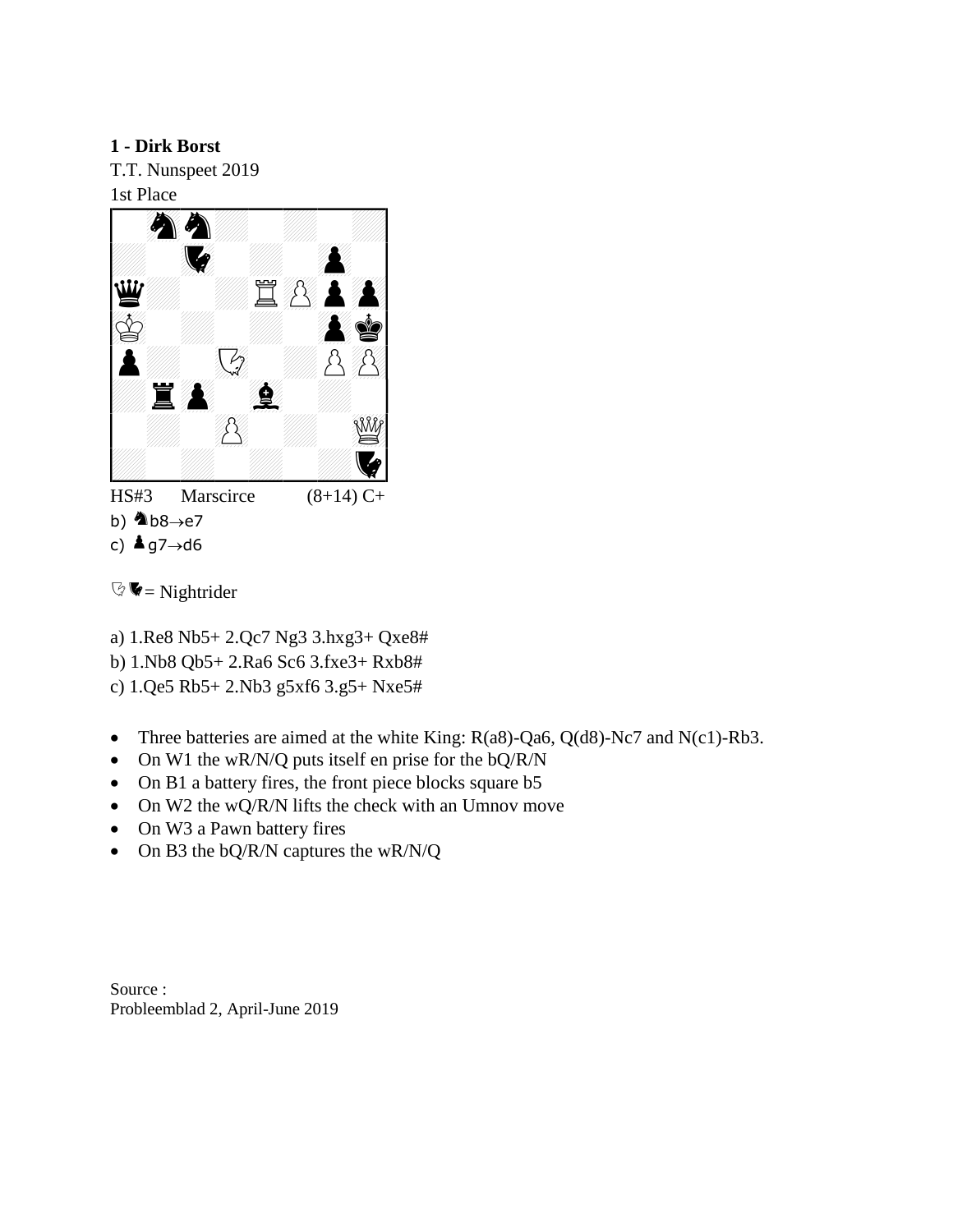**1 - Dirk Borst**

T.T. Nunspeet 2019

1st Place

HS#3 Marscirce (8+14) C+

b) ♞b8→e7

c) ♟g7→d6

♘♞ = Nightrider

a) 1.Re8 Nb5+ 2.Qc7 Ng3 3.hxg3+ Qxe8#

b) 1.Nb8 Qb5+ 2.Ra6 Sc6 3.fxe3+ Rxb8#

c) 1.Qe5 Rb5+ 2.Nb3 g5xf6 3.g5+ Nxe5#

- Three batteries are aimed at the white King: R(a8)-Qa6, Q(d8)-Nc7 and N(c1)-Rb3.
- On W1 the wR/N/Q puts itself en prise for the bQ/R/N
- On B1 a battery fires, the front piece blocks square b5
- On W2 the wQ/R/N lifts the check with an Umnov move
- On W3 a Pawn battery fires
- On B3 the bQ/R/N captures the wR/N/Q

Source :

Probleemblad 2, April-June 2019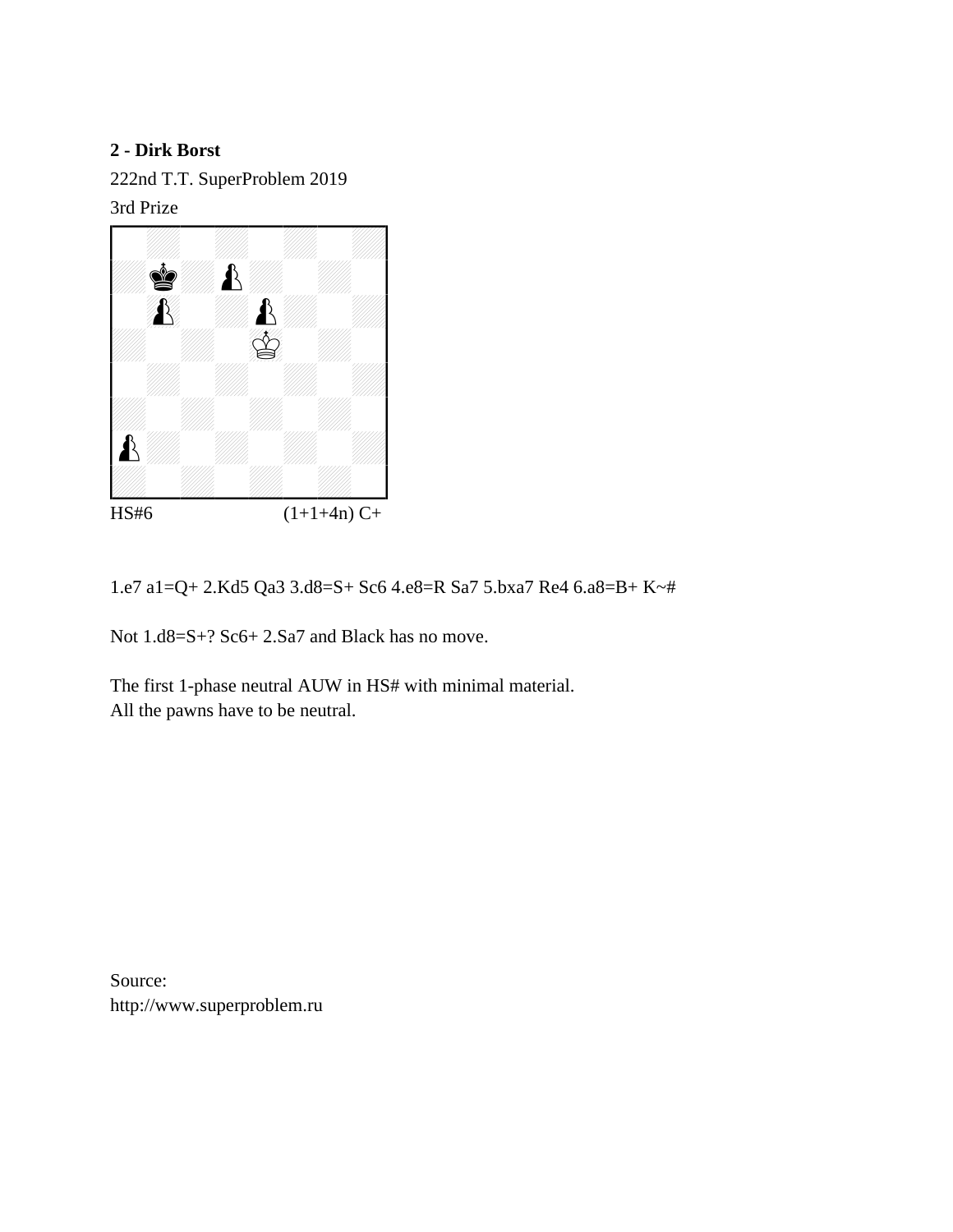**2 - Dirk Borst**

222nd T.T. SuperProblem 2019

3rd Prize

HS#6 (1+1+4n) C+

1.e7 a1=Q+ 2.Kd5 Qa3 3.d8=S+ Sc6 4.e8=R Sa7 5.bxa7 Re4 6.a8=B+ K~#

Not 1.d8=S+? Sc6+ 2.Sa7 and Black has no move.

The first 1-phase neutral AUW in HS# with minimal material.
All the pawns have to be neutral.

Source:
http://www.superproblem.ru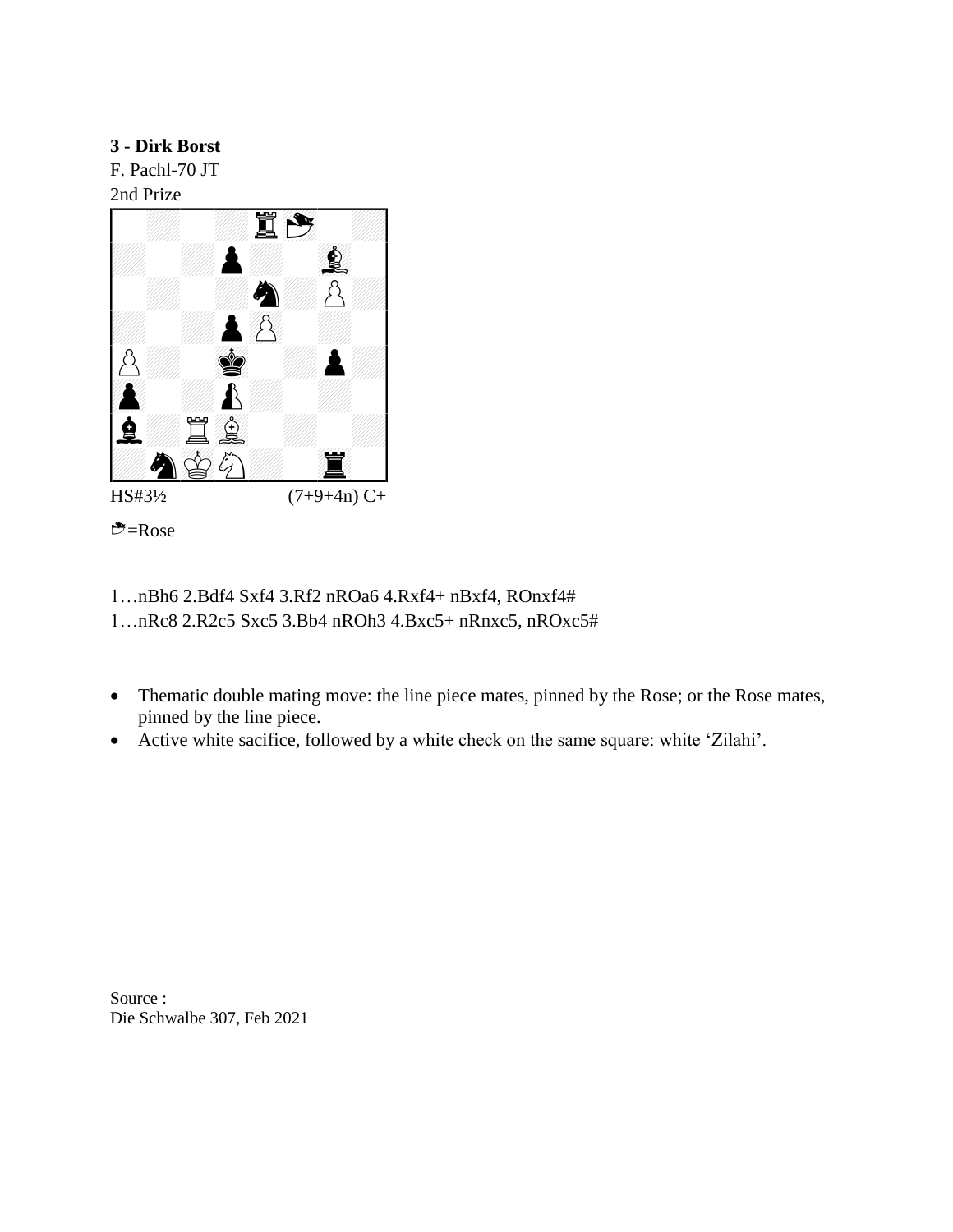**3 - Dirk Borst**

F. Pachl-70 JT

2nd Prize

HS#3½ (7+9+4n) C+

=Rose

1…nBh6 2.Bdf4 Sxf4 3.Rf2 nROa6 4.Rxf4+ nBxf4, ROnxf4#

1…nRc8 2.R2c5 Sxc5 3.Bb4 nROh3 4.Bxc5+ nRnxc5, nROxc5#

- Thematic double mating move: the line piece mates, pinned by the Rose; or the Rose mates, pinned by the line piece.
- Active white sacifice, followed by a white check on the same square: white 'Zilahi'.

Source :
Die Schwalbe 307, Feb 2021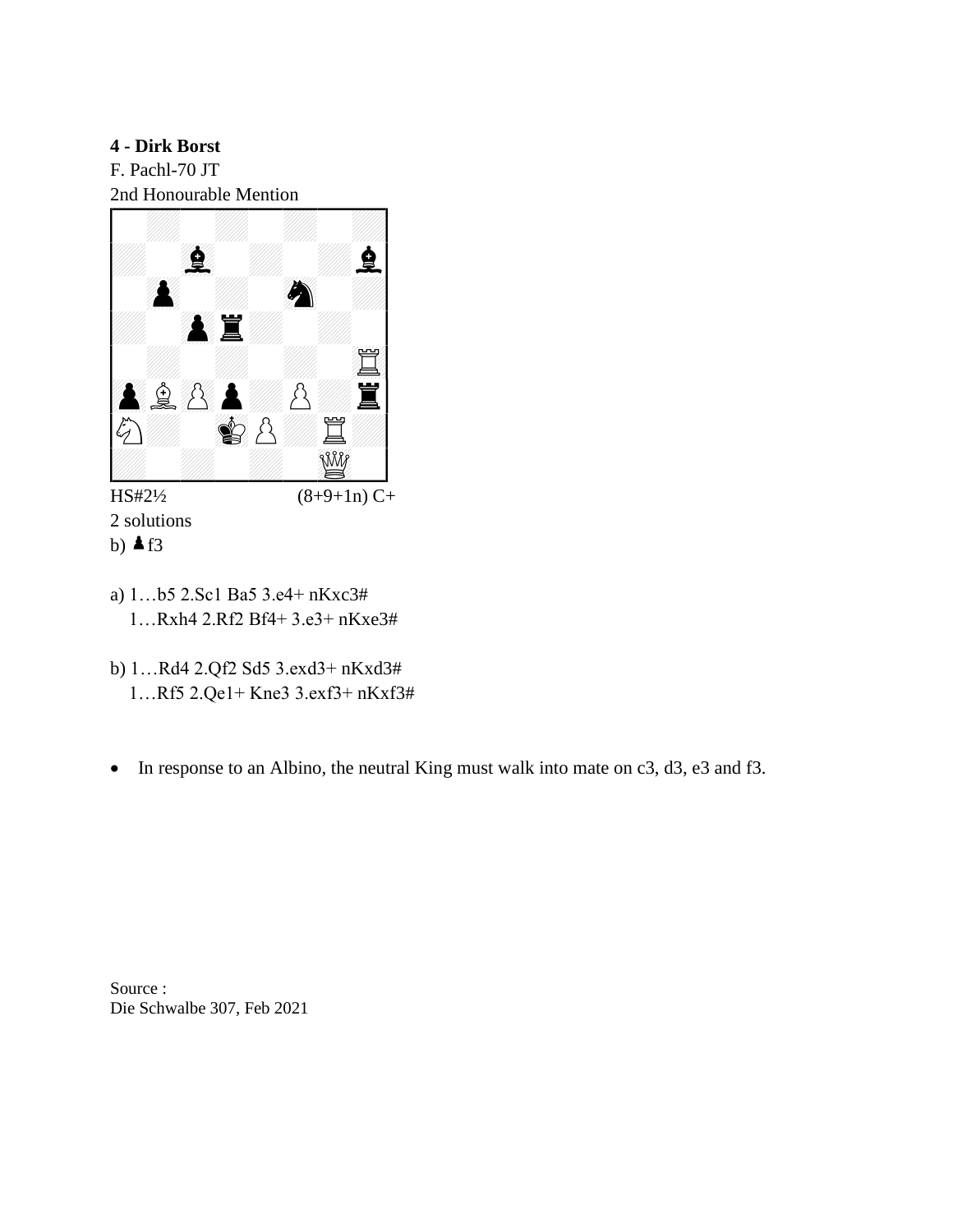**4 - Dirk Borst**

F. Pachl-70 JT

2nd Honourable Mention

HS#2½ (8+9+1n) C+

2 solutions

b) ♟f3

a) 1…b5 2.Sc1 Ba5 3.e4+ nKxc3#
   1…Rxh4 2.Rf2 Bf4+ 3.e3+ nKxe3#

b) 1…Rd4 2.Qf2 Sd5 3.exd3+ nKxd3#
   1…Rf5 2.Qe1+ Kne3 3.exf3+ nKxf3#

- In response to an Albino, the neutral King must walk into mate on c3, d3, e3 and f3.

Source :
Die Schwalbe 307, Feb 2021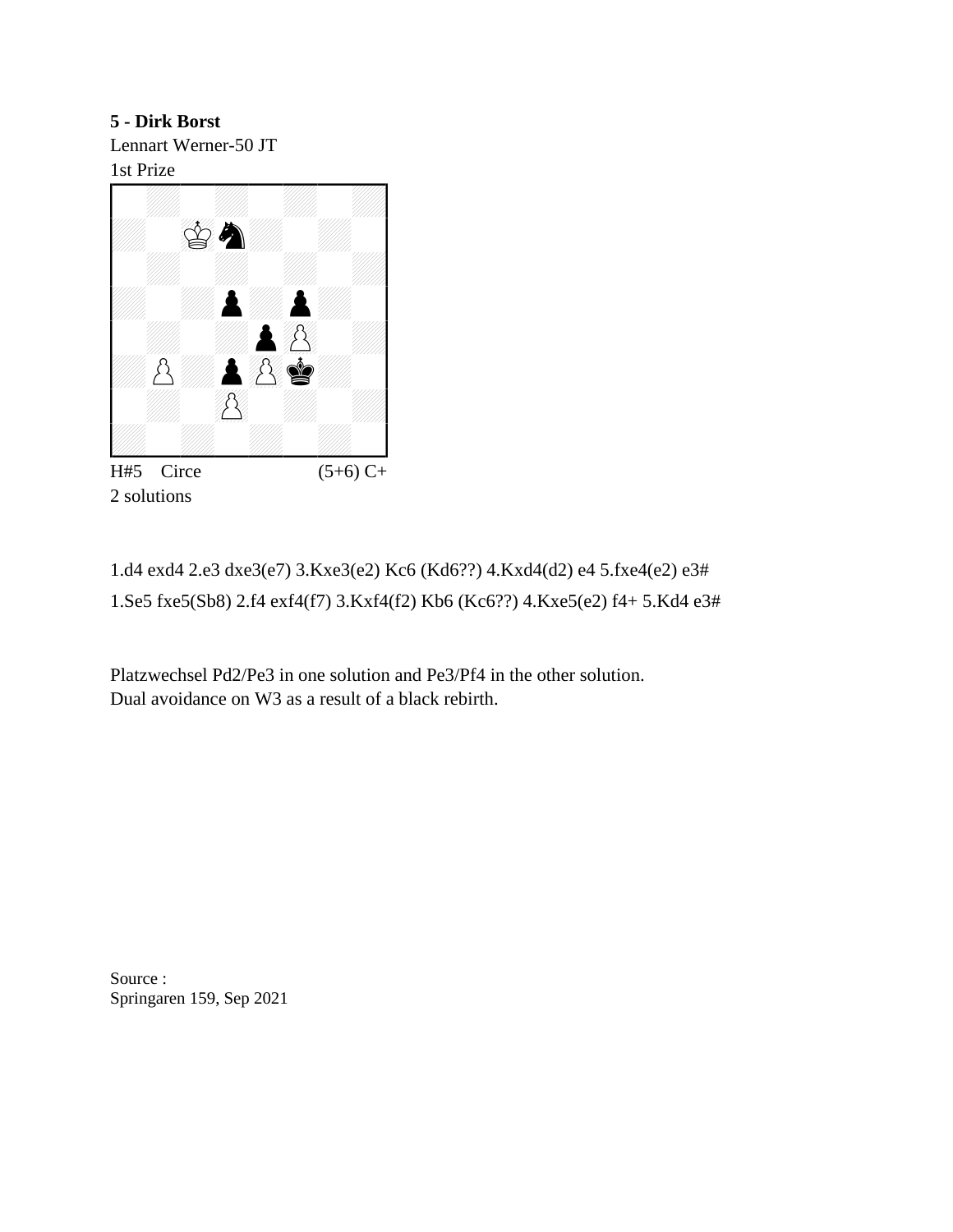**5 - Dirk Borst**

Lennart Werner-50 JT

1st Prize

H#5 Circe (5+6) C+

2 solutions

1.d4 exd4 2.e3 dxe3(e7) 3.Kxe3(e2) Kc6 (Kd6??) 4.Kxd4(d2) e4 5.fxe4(e2) e3#

1.Se5 fxe5(Sb8) 2.f4 exf4(f7) 3.Kxf4(f2) Kb6 (Kc6??) 4.Kxe5(e2) f4+ 5.Kd4 e3#

Platzwechsel Pd2/Pe3 in one solution and Pe3/Pf4 in the other solution.
Dual avoidance on W3 as a result of a black rebirth.

Source :
Springaren 159, Sep 2021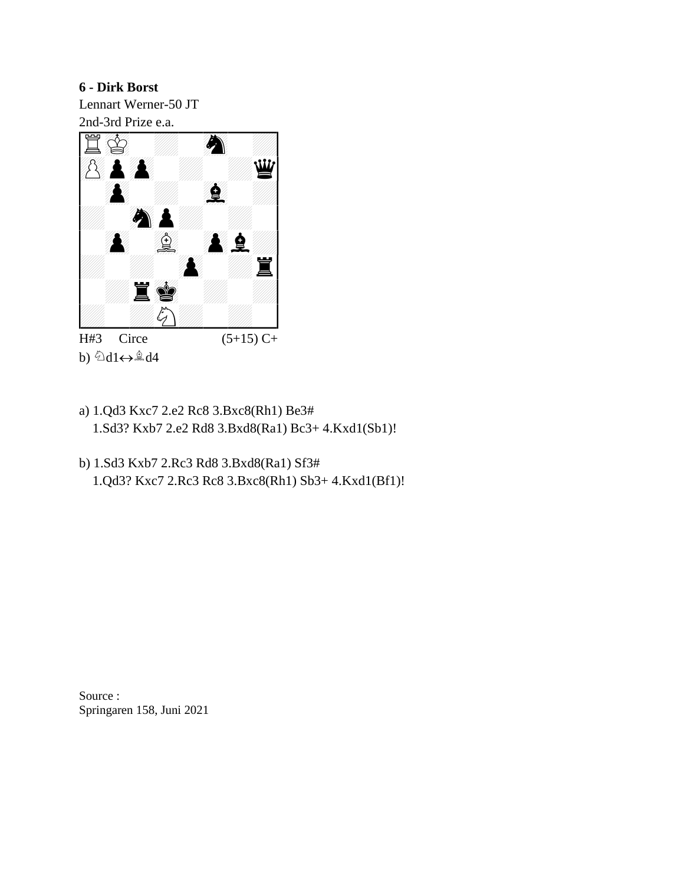**6 - Dirk Borst**

Lennart Werner-50 JT

2nd-3rd Prize e.a.

H#3 Circe (5+15) C+

b) ♘d1↔♗d4

a) 1.Qd3 Kxc7 2.e2 Rc8 3.Bxc8(Rh1) Be3#
 1.Sd3? Kxb7 2.e2 Rd8 3.Bxd8(Ra1) Bc3+ 4.Kxd1(Sb1)!

b) 1.Sd3 Kxb7 2.Rc3 Rd8 3.Bxd8(Ra1) Sf3#
 1.Qd3? Kxc7 2.Rc3 Rc8 3.Bxc8(Rh1) Sb3+ 4.Kxd1(Bf1)!

Source :
Springaren 158, Juni 2021